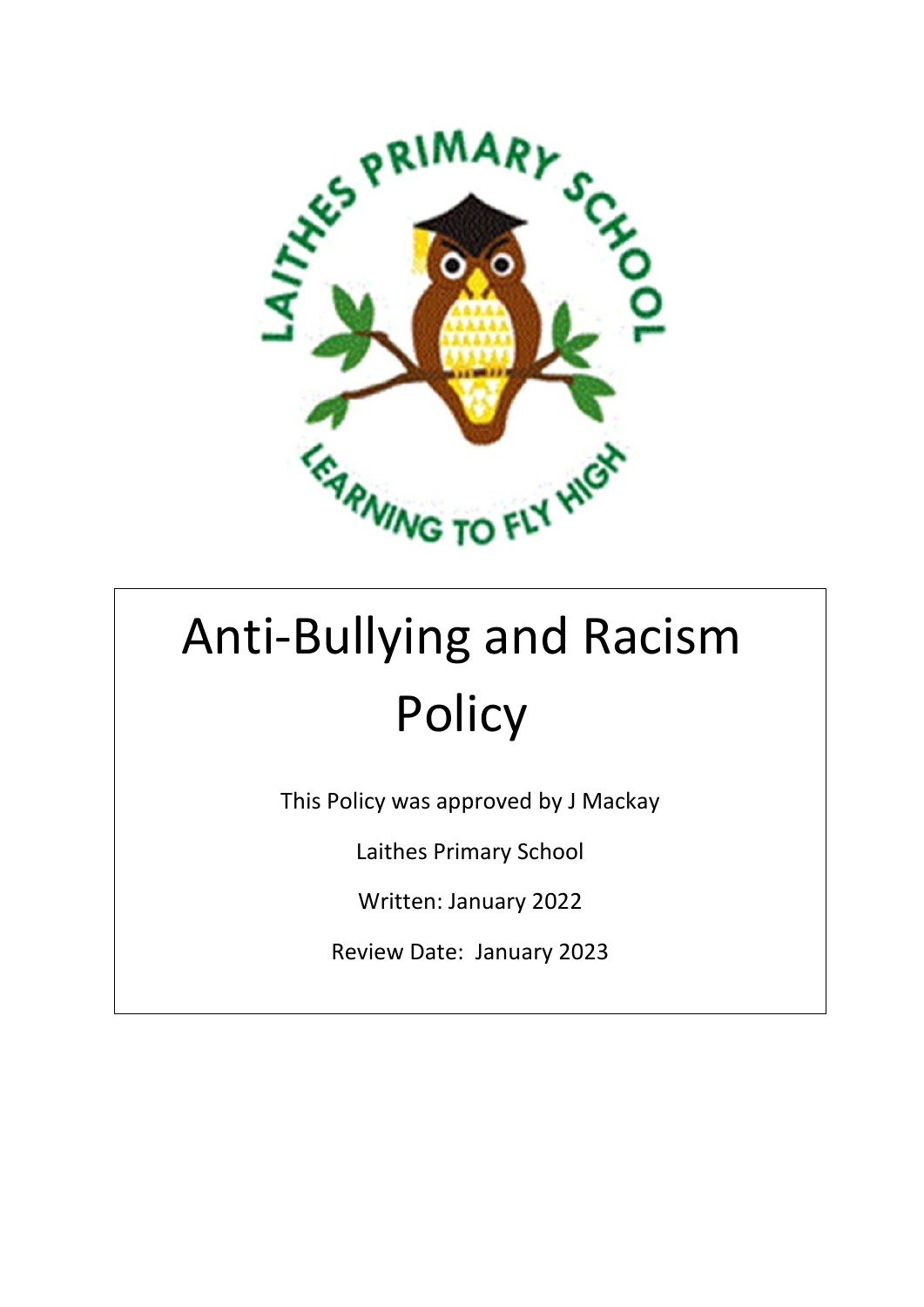# Anti-Bullying and Racism Policy

This Policy was approved by J Mackay

Laithes Primary School

Written: January 2022

Review Date: January 2023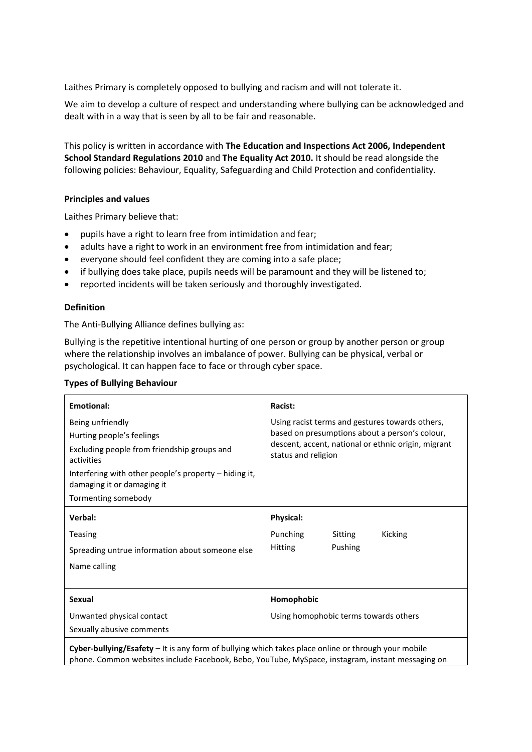Laithes Primary is completely opposed to bullying and racism and will not tolerate it.

We aim to develop a culture of respect and understanding where bullying can be acknowledged and dealt with in a way that is seen by all to be fair and reasonable.

This policy is written in accordance with **The Education and Inspections Act 2006, Independent School Standard Regulations 2010** and **The Equality Act 2010.** It should be read alongside the following policies: Behaviour, Equality, Safeguarding and Child Protection and confidentiality.

**Principles and values**

Laithes Primary believe that:

- pupils have a right to learn free from intimidation and fear;
- adults have a right to work in an environment free from intimidation and fear;
- everyone should feel confident they are coming into a safe place;
- if bullying does take place, pupils needs will be paramount and they will be listened to;
- reported incidents will be taken seriously and thoroughly investigated.

**Definition**

The Anti-Bullying Alliance defines bullying as:

Bullying is the repetitive intentional hurting of one person or group by another person or group where the relationship involves an imbalance of power. Bullying can be physical, verbal or psychological. It can happen face to face or through cyber space.

**Types of Bullying Behaviour**

| **Emotional:** | **Racist:** |
|---|---|
| Being unfriendly<br>Hurting people's feelings<br>Excluding people from friendship groups and activities<br>Interfering with other people's property – hiding it, damaging it or damaging it<br>Tormenting somebody | Using racist terms and gestures towards others, based on presumptions about a person's colour, descent, accent, national or ethnic origin, migrant status and religion |
| **Verbal:**<br>Teasing<br>Spreading untrue information about someone else<br>Name calling | **Physical:**<br>Punching Sitting Kicking<br>Hitting Pushing |
| **Sexual**<br>Unwanted physical contact<br>Sexually abusive comments | **Homophobic**<br>Using homophobic terms towards others |
| **Cyber-bullying/Esafety –** It is any form of bullying which takes place online or through your mobile phone. Common websites include Facebook, Bebo, YouTube, MySpace, instagram, instant messaging on | |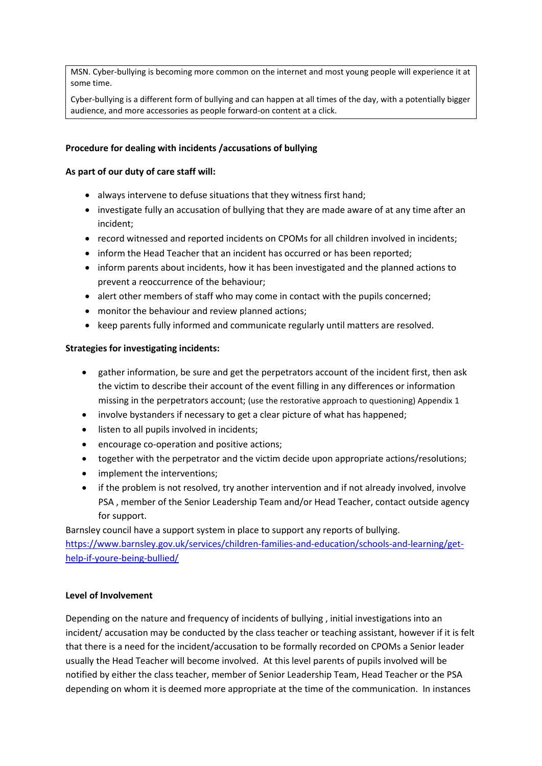MSN. Cyber-bullying is becoming more common on the internet and most young people will experience it at some time.

Cyber-bullying is a different form of bullying and can happen at all times of the day, with a potentially bigger audience, and more accessories as people forward-on content at a click.

**Procedure for dealing with incidents /accusations of bullying**

**As part of our duty of care staff will:**

- always intervene to defuse situations that they witness first hand;
- investigate fully an accusation of bullying that they are made aware of at any time after an incident;
- record witnessed and reported incidents on CPOMs for all children involved in incidents;
- inform the Head Teacher that an incident has occurred or has been reported;
- inform parents about incidents, how it has been investigated and the planned actions to prevent a reoccurrence of the behaviour;
- alert other members of staff who may come in contact with the pupils concerned;
- monitor the behaviour and review planned actions;
- keep parents fully informed and communicate regularly until matters are resolved.

**Strategies for investigating incidents:**

- gather information, be sure and get the perpetrators account of the incident first, then ask the victim to describe their account of the event filling in any differences or information missing in the perpetrators account; (use the restorative approach to questioning) Appendix 1
- involve bystanders if necessary to get a clear picture of what has happened;
- listen to all pupils involved in incidents;
- encourage co-operation and positive actions;
- together with the perpetrator and the victim decide upon appropriate actions/resolutions;
- implement the interventions;
- if the problem is not resolved, try another intervention and if not already involved, involve PSA , member of the Senior Leadership Team and/or Head Teacher, contact outside agency for support.

Barnsley council have a support system in place to support any reports of bullying.
[https://www.barnsley.gov.uk/services/children-families-and-education/schools-and-learning/get-help-if-youre-being-bullied/](https://www.barnsley.gov.uk/services/children-families-and-education/schools-and-learning/get-help-if-youre-being-bullied/)

**Level of Involvement**

Depending on the nature and frequency of incidents of bullying , initial investigations into an incident/ accusation may be conducted by the class teacher or teaching assistant, however if it is felt that there is a need for the incident/accusation to be formally recorded on CPOMs a Senior leader usually the Head Teacher will become involved. At this level parents of pupils involved will be notified by either the class teacher, member of Senior Leadership Team, Head Teacher or the PSA depending on whom it is deemed more appropriate at the time of the communication. In instances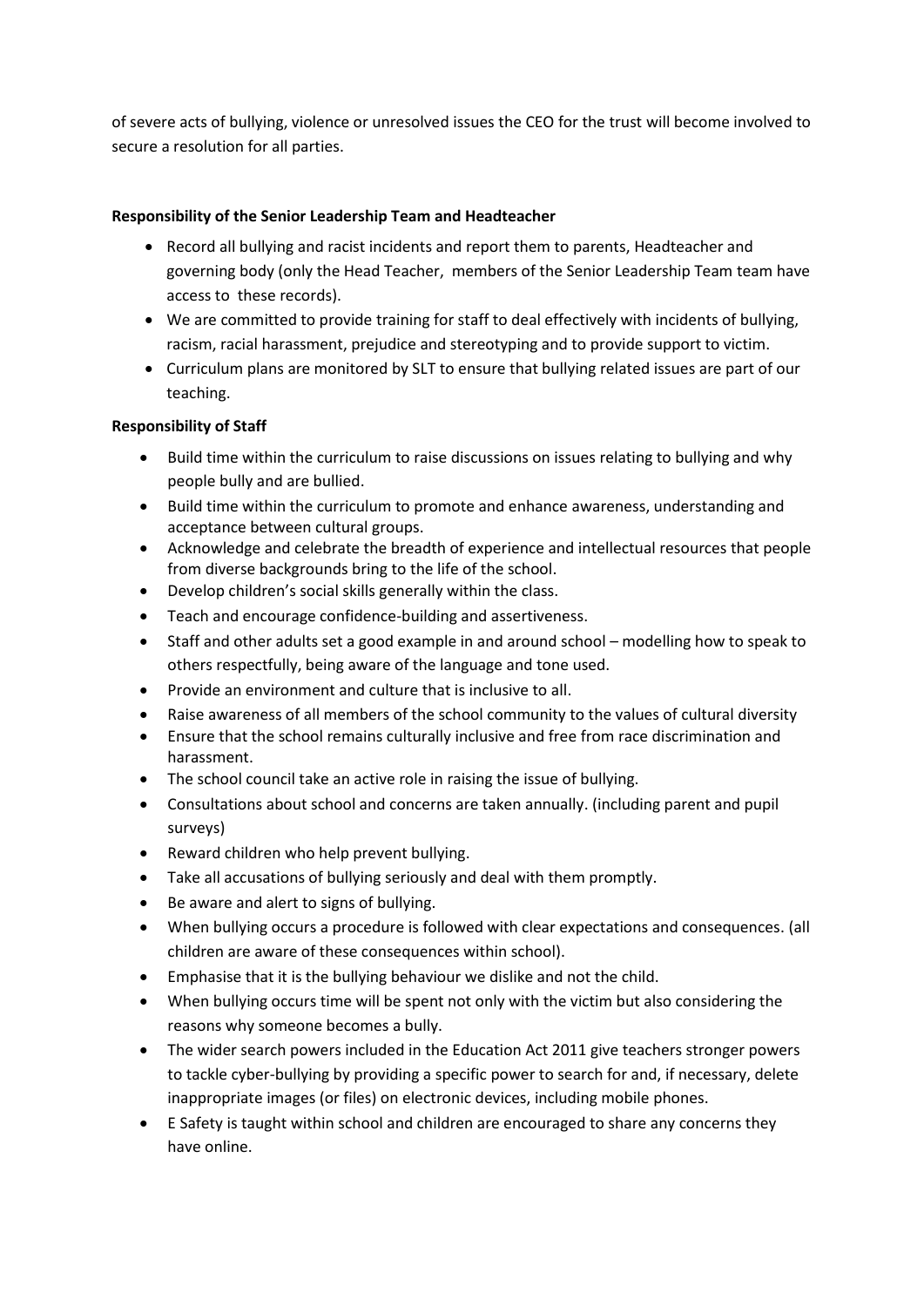of severe acts of bullying, violence or unresolved issues the CEO for the trust will become involved to secure a resolution for all parties.

**Responsibility of the Senior Leadership Team and Headteacher**

- Record all bullying and racist incidents and report them to parents, Headteacher and governing body (only the Head Teacher, members of the Senior Leadership Team team have access to these records).
- We are committed to provide training for staff to deal effectively with incidents of bullying, racism, racial harassment, prejudice and stereotyping and to provide support to victim.
- Curriculum plans are monitored by SLT to ensure that bullying related issues are part of our teaching.

**Responsibility of Staff**

- Build time within the curriculum to raise discussions on issues relating to bullying and why people bully and are bullied.
- Build time within the curriculum to promote and enhance awareness, understanding and acceptance between cultural groups.
- Acknowledge and celebrate the breadth of experience and intellectual resources that people from diverse backgrounds bring to the life of the school.
- Develop children's social skills generally within the class.
- Teach and encourage confidence-building and assertiveness.
- Staff and other adults set a good example in and around school – modelling how to speak to others respectfully, being aware of the language and tone used.
- Provide an environment and culture that is inclusive to all.
- Raise awareness of all members of the school community to the values of cultural diversity
- Ensure that the school remains culturally inclusive and free from race discrimination and harassment.
- The school council take an active role in raising the issue of bullying.
- Consultations about school and concerns are taken annually. (including parent and pupil surveys)
- Reward children who help prevent bullying.
- Take all accusations of bullying seriously and deal with them promptly.
- Be aware and alert to signs of bullying.
- When bullying occurs a procedure is followed with clear expectations and consequences. (all children are aware of these consequences within school).
- Emphasise that it is the bullying behaviour we dislike and not the child.
- When bullying occurs time will be spent not only with the victim but also considering the reasons why someone becomes a bully.
- The wider search powers included in the Education Act 2011 give teachers stronger powers to tackle cyber-bullying by providing a specific power to search for and, if necessary, delete inappropriate images (or files) on electronic devices, including mobile phones.
- E Safety is taught within school and children are encouraged to share any concerns they have online.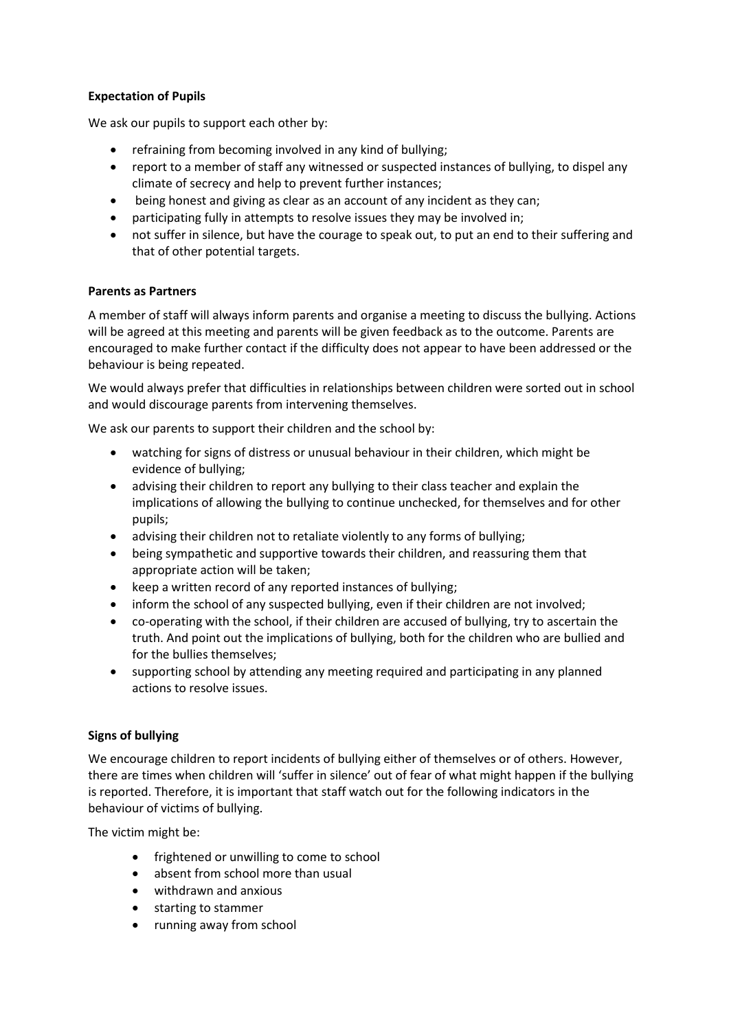**Expectation of Pupils**

We ask our pupils to support each other by:

- refraining from becoming involved in any kind of bullying;
- report to a member of staff any witnessed or suspected instances of bullying, to dispel any climate of secrecy and help to prevent further instances;
- being honest and giving as clear as an account of any incident as they can;
- participating fully in attempts to resolve issues they may be involved in;
- not suffer in silence, but have the courage to speak out, to put an end to their suffering and that of other potential targets.

**Parents as Partners**

A member of staff will always inform parents and organise a meeting to discuss the bullying. Actions will be agreed at this meeting and parents will be given feedback as to the outcome. Parents are encouraged to make further contact if the difficulty does not appear to have been addressed or the behaviour is being repeated.

We would always prefer that difficulties in relationships between children were sorted out in school and would discourage parents from intervening themselves.

We ask our parents to support their children and the school by:

- watching for signs of distress or unusual behaviour in their children, which might be evidence of bullying;
- advising their children to report any bullying to their class teacher and explain the implications of allowing the bullying to continue unchecked, for themselves and for other pupils;
- advising their children not to retaliate violently to any forms of bullying;
- being sympathetic and supportive towards their children, and reassuring them that appropriate action will be taken;
- keep a written record of any reported instances of bullying;
- inform the school of any suspected bullying, even if their children are not involved;
- co-operating with the school, if their children are accused of bullying, try to ascertain the truth. And point out the implications of bullying, both for the children who are bullied and for the bullies themselves;
- supporting school by attending any meeting required and participating in any planned actions to resolve issues.

**Signs of bullying**

We encourage children to report incidents of bullying either of themselves or of others. However, there are times when children will 'suffer in silence' out of fear of what might happen if the bullying is reported. Therefore, it is important that staff watch out for the following indicators in the behaviour of victims of bullying.

The victim might be:

- frightened or unwilling to come to school
- absent from school more than usual
- withdrawn and anxious
- starting to stammer
- running away from school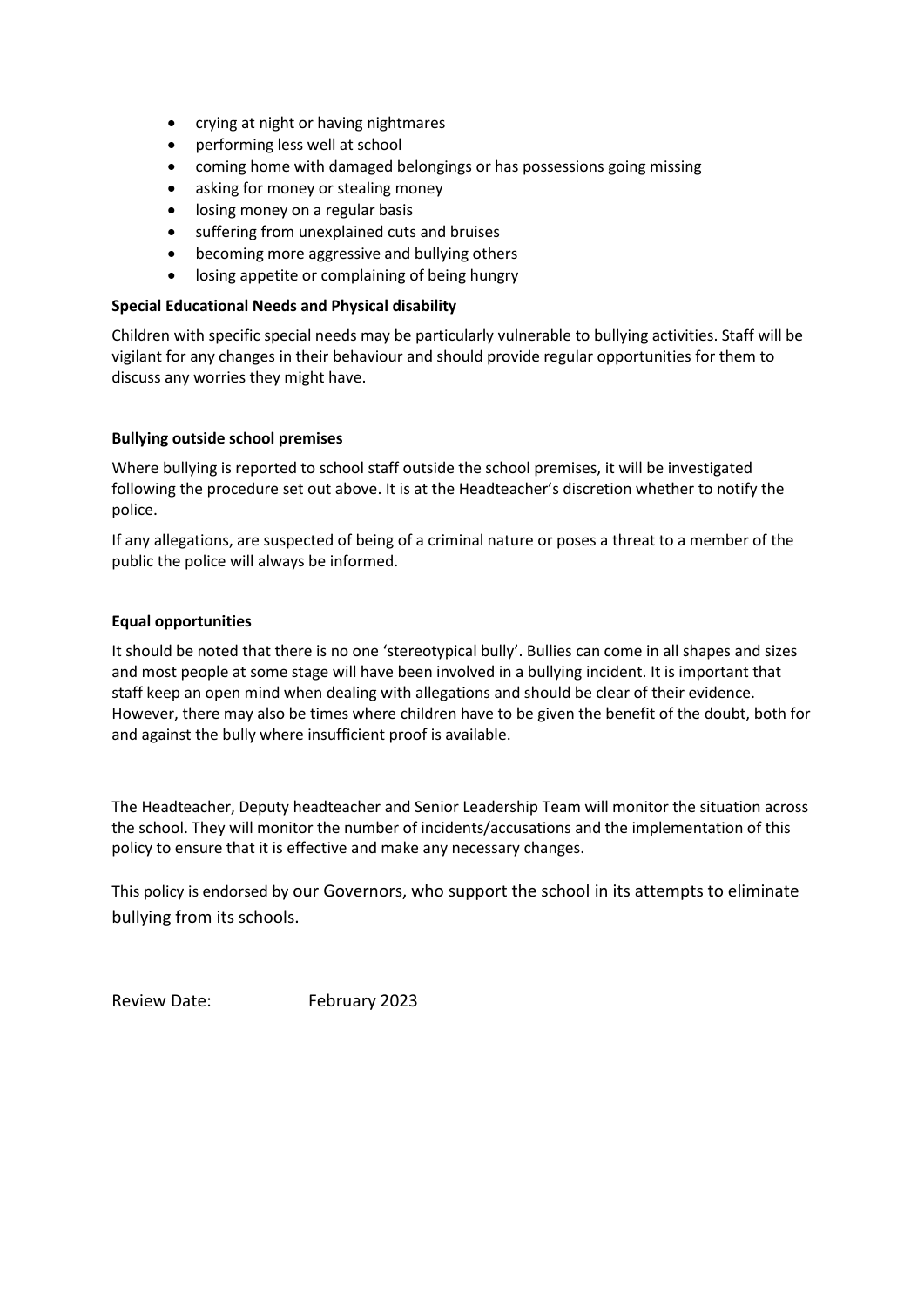- crying at night or having nightmares
- performing less well at school
- coming home with damaged belongings or has possessions going missing
- asking for money or stealing money
- losing money on a regular basis
- suffering from unexplained cuts and bruises
- becoming more aggressive and bullying others
- losing appetite or complaining of being hungry

**Special Educational Needs and Physical disability**

Children with specific special needs may be particularly vulnerable to bullying activities. Staff will be vigilant for any changes in their behaviour and should provide regular opportunities for them to discuss any worries they might have.

**Bullying outside school premises**

Where bullying is reported to school staff outside the school premises, it will be investigated following the procedure set out above. It is at the Headteacher's discretion whether to notify the police.

If any allegations, are suspected of being of a criminal nature or poses a threat to a member of the public the police will always be informed.

**Equal opportunities**

It should be noted that there is no one 'stereotypical bully'. Bullies can come in all shapes and sizes and most people at some stage will have been involved in a bullying incident. It is important that staff keep an open mind when dealing with allegations and should be clear of their evidence. However, there may also be times where children have to be given the benefit of the doubt, both for and against the bully where insufficient proof is available.

The Headteacher, Deputy headteacher and Senior Leadership Team will monitor the situation across the school. They will monitor the number of incidents/accusations and the implementation of this policy to ensure that it is effective and make any necessary changes.

This policy is endorsed by our Governors, who support the school in its attempts to eliminate bullying from its schools.

Review Date: February 2023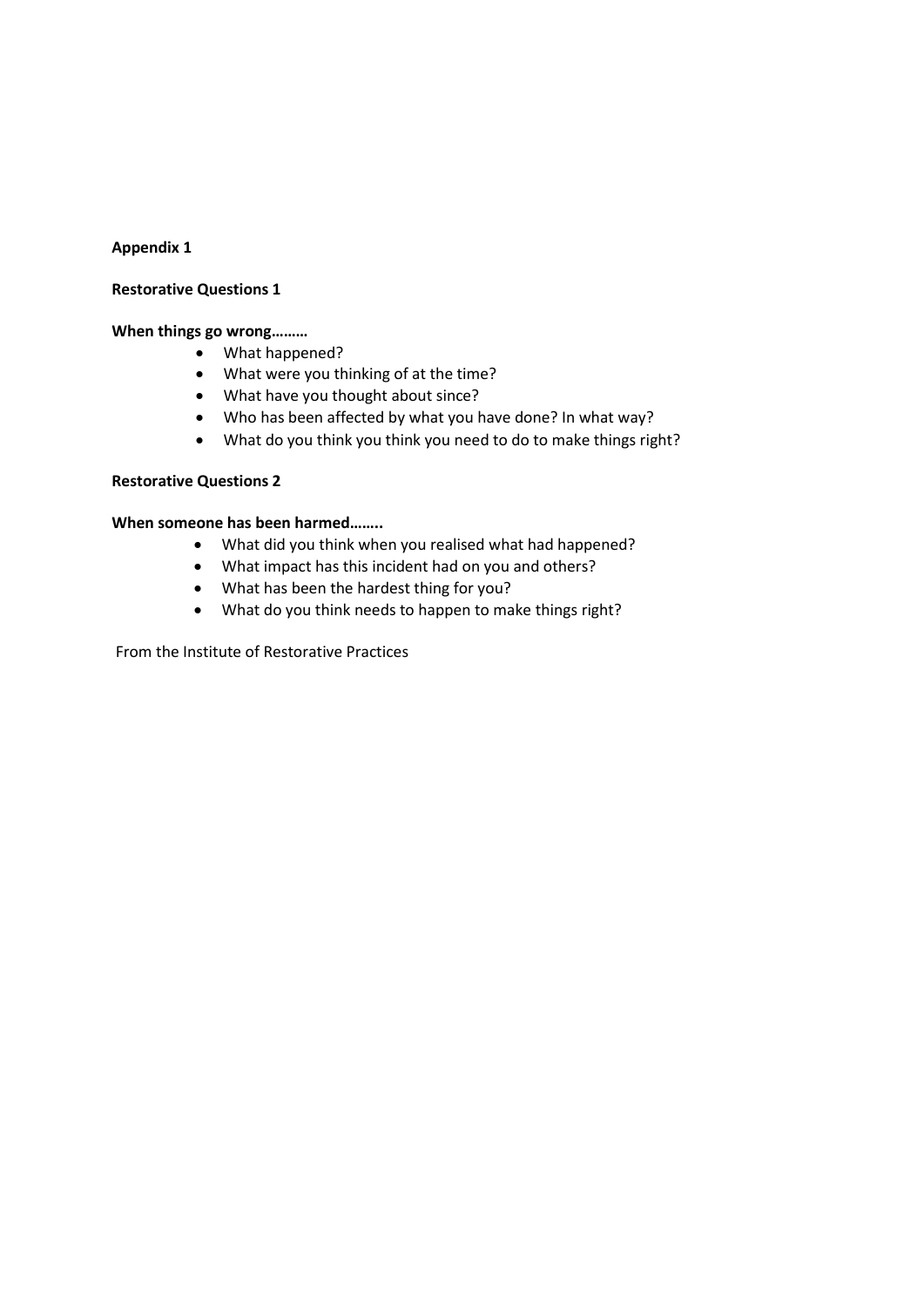**Appendix 1**

**Restorative Questions 1**

**When things go wrong………**

- What happened?
- What were you thinking of at the time?
- What have you thought about since?
- Who has been affected by what you have done? In what way?
- What do you think you think you need to do to make things right?

**Restorative Questions 2**

**When someone has been harmed……..**

- What did you think when you realised what had happened?
- What impact has this incident had on you and others?
- What has been the hardest thing for you?
- What do you think needs to happen to make things right?

From the Institute of Restorative Practices